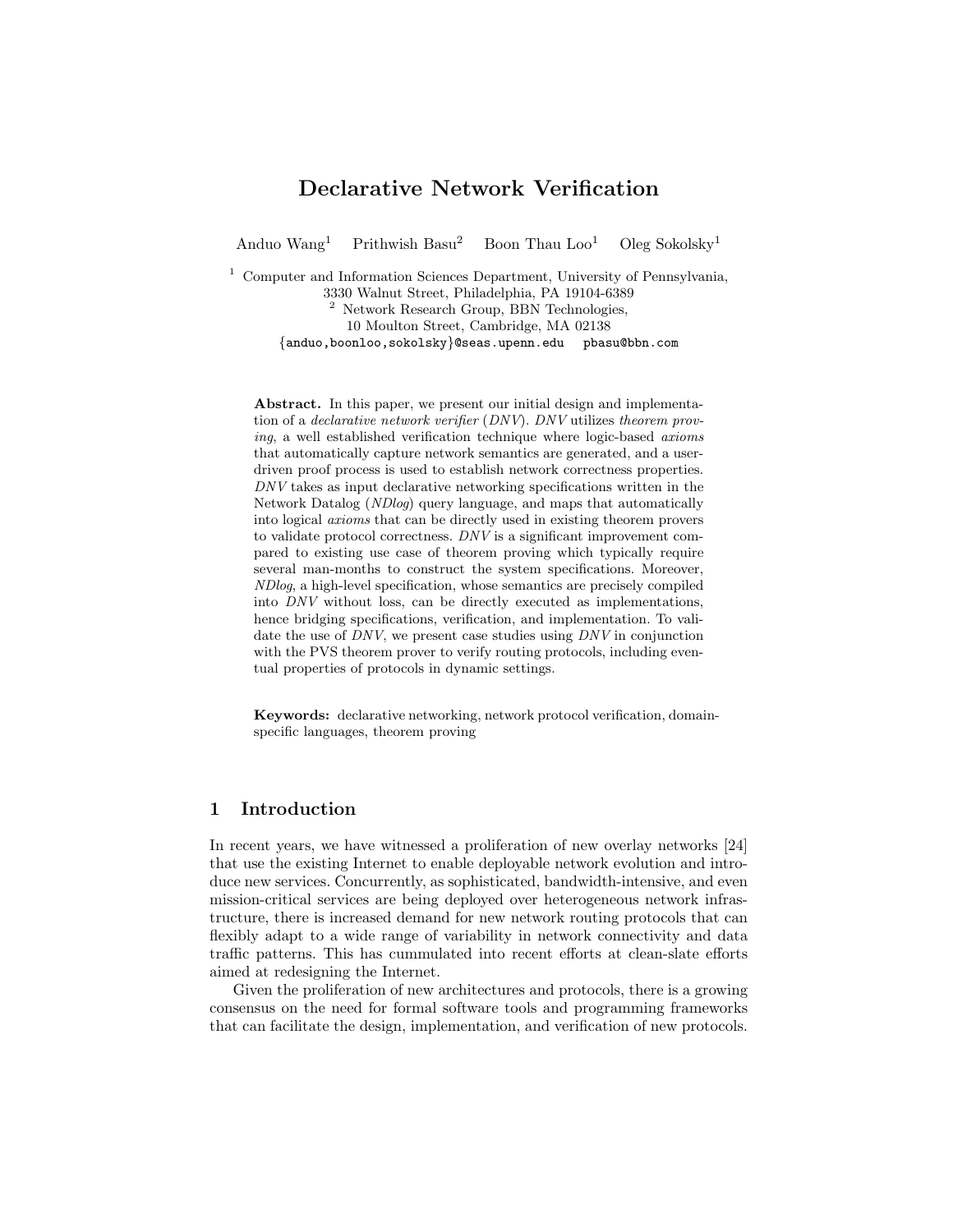# Declarative Network Verification

Anduo Wang[1] Prithwish Basu[2] Boon Thau Loo[1] Oleg Sokolsky[1]

[1] Computer and Information Sciences Department, University of Pennsylvania, 3330 Walnut Street, Philadelphia, PA 19104-6389
[2] Network Research Group, BBN Technologies, 10 Moulton Street, Cambridge, MA 02138
{anduo,boonloo,sokolsky}@seas.upenn.edu pbasu@bbn.com

**Abstract.** In this paper, we present our initial design and implementation of a *declarative network verifier* (*DNV*). *DNV* utilizes *theorem proving*, a well established verification technique where logic-based *axioms* that automatically capture network semantics are generated, and a user-driven proof process is used to establish network correctness properties. *DNV* takes as input declarative networking specifications written in the Network Datalog (*NDlog*) query language, and maps that automatically into logical *axioms* that can be directly used in existing theorem provers to validate protocol correctness. *DNV* is a significant improvement compared to existing use case of theorem proving which typically require several man-months to construct the system specifications. Moreover, *NDlog*, a high-level specification, whose semantics are precisely compiled into *DNV* without loss, can be directly executed as implementations, hence bridging specifications, verification, and implementation. To validate the use of *DNV*, we present case studies using *DNV* in conjunction with the PVS theorem prover to verify routing protocols, including eventual properties of protocols in dynamic settings.

**Keywords:** declarative networking, network protocol verification, domain-specific languages, theorem proving

## 1 Introduction

In recent years, we have witnessed a proliferation of new overlay networks [24] that use the existing Internet to enable deployable network evolution and introduce new services. Concurrently, as sophisticated, bandwidth-intensive, and even mission-critical services are being deployed over heterogeneous network infrastructure, there is increased demand for new network routing protocols that can flexibly adapt to a wide range of variability in network connectivity and data traffic patterns. This has cummulated into recent efforts at clean-slate efforts aimed at redesigning the Internet.

Given the proliferation of new architectures and protocols, there is a growing consensus on the need for formal software tools and programming frameworks that can facilitate the design, implementation, and verification of new protocols.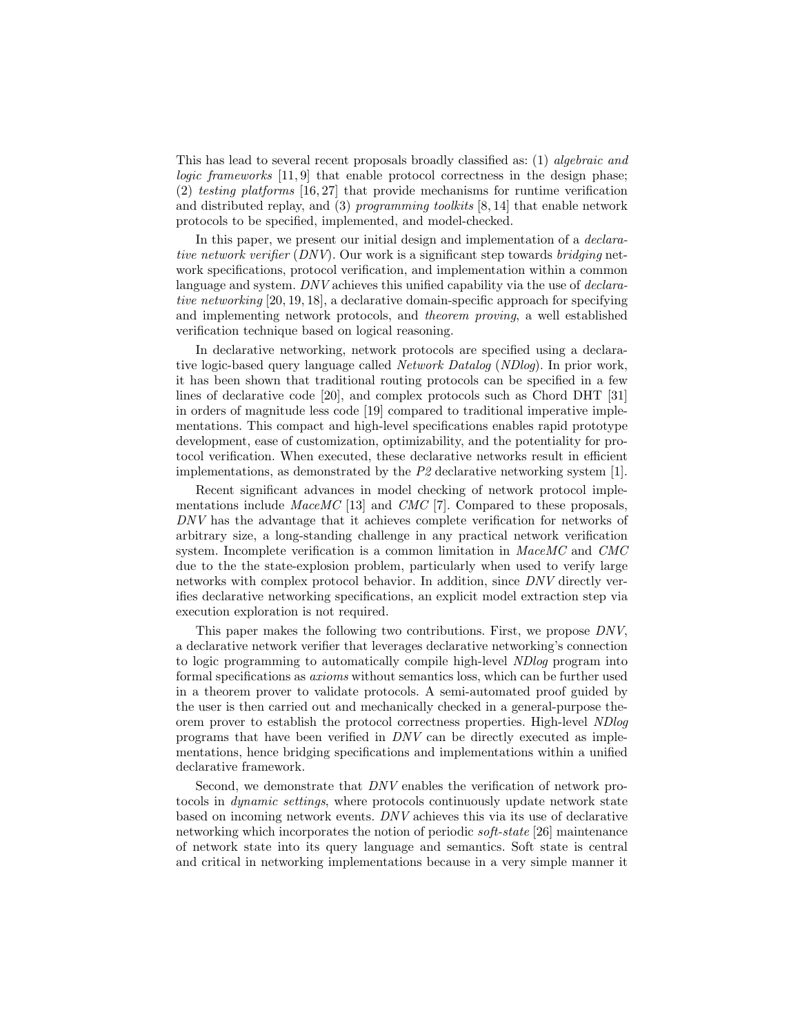This has lead to several recent proposals broadly classified as: (1) *algebraic and logic frameworks* [11, 9] that enable protocol correctness in the design phase; (2) *testing platforms* [16, 27] that provide mechanisms for runtime verification and distributed replay, and (3) *programming toolkits* [8, 14] that enable network protocols to be specified, implemented, and model-checked.

In this paper, we present our initial design and implementation of a *declarative network verifier* (*DNV*). Our work is a significant step towards *bridging* network specifications, protocol verification, and implementation within a common language and system. *DNV* achieves this unified capability via the use of *declarative networking* [20, 19, 18], a declarative domain-specific approach for specifying and implementing network protocols, and *theorem proving*, a well established verification technique based on logical reasoning.

In declarative networking, network protocols are specified using a declarative logic-based query language called *Network Datalog* (*NDlog*). In prior work, it has been shown that traditional routing protocols can be specified in a few lines of declarative code [20], and complex protocols such as Chord DHT [31] in orders of magnitude less code [19] compared to traditional imperative implementations. This compact and high-level specifications enables rapid prototype development, ease of customization, optimizability, and the potentiality for protocol verification. When executed, these declarative networks result in efficient implementations, as demonstrated by the *P2* declarative networking system [1].

Recent significant advances in model checking of network protocol implementations include *MaceMC* [13] and *CMC* [7]. Compared to these proposals, *DNV* has the advantage that it achieves complete verification for networks of arbitrary size, a long-standing challenge in any practical network verification system. Incomplete verification is a common limitation in *MaceMC* and *CMC* due to the the state-explosion problem, particularly when used to verify large networks with complex protocol behavior. In addition, since *DNV* directly verifies declarative networking specifications, an explicit model extraction step via execution exploration is not required.

This paper makes the following two contributions. First, we propose *DNV*, a declarative network verifier that leverages declarative networking's connection to logic programming to automatically compile high-level *NDlog* program into formal specifications as *axioms* without semantics loss, which can be further used in a theorem prover to validate protocols. A semi-automated proof guided by the user is then carried out and mechanically checked in a general-purpose theorem prover to establish the protocol correctness properties. High-level *NDlog* programs that have been verified in *DNV* can be directly executed as implementations, hence bridging specifications and implementations within a unified declarative framework.

Second, we demonstrate that *DNV* enables the verification of network protocols in *dynamic settings*, where protocols continuously update network state based on incoming network events. *DNV* achieves this via its use of declarative networking which incorporates the notion of periodic *soft-state* [26] maintenance of network state into its query language and semantics. Soft state is central and critical in networking implementations because in a very simple manner it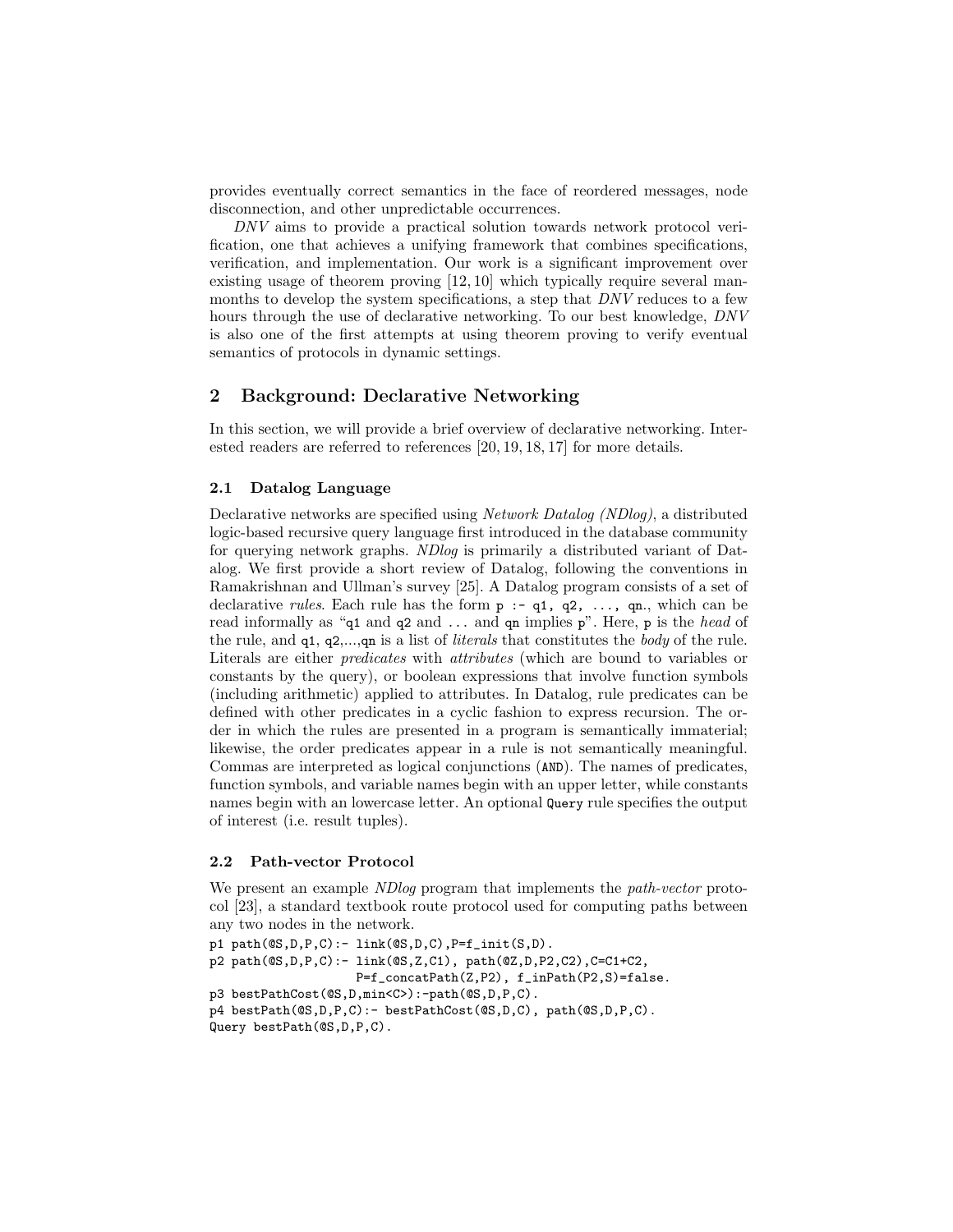provides eventually correct semantics in the face of reordered messages, node disconnection, and other unpredictable occurrences.

*DNV* aims to provide a practical solution towards network protocol verification, one that achieves a unifying framework that combines specifications, verification, and implementation. Our work is a significant improvement over existing usage of theorem proving [12, 10] which typically require several man-months to develop the system specifications, a step that *DNV* reduces to a few hours through the use of declarative networking. To our best knowledge, *DNV* is also one of the first attempts at using theorem proving to verify eventual semantics of protocols in dynamic settings.

## 2 Background: Declarative Networking

In this section, we will provide a brief overview of declarative networking. Interested readers are referred to references [20, 19, 18, 17] for more details.

### 2.1 Datalog Language

Declarative networks are specified using *Network Datalog (NDlog)*, a distributed logic-based recursive query language first introduced in the database community for querying network graphs. *NDlog* is primarily a distributed variant of Datalog. We first provide a short review of Datalog, following the conventions in Ramakrishnan and Ullman's survey [25]. A Datalog program consists of a set of declarative *rules*. Each rule has the form `p :- q1, q2, ..., qn.`, which can be read informally as "`q1` and `q2` and ... and `qn` implies `p`". Here, `p` is the *head* of the rule, and `q1`, `q2`,...,`qn` is a list of *literals* that constitutes the *body* of the rule. Literals are either *predicates* with *attributes* (which are bound to variables or constants by the query), or boolean expressions that involve function symbols (including arithmetic) applied to attributes. In Datalog, rule predicates can be defined with other predicates in a cyclic fashion to express recursion. The order in which the rules are presented in a program is semantically immaterial; likewise, the order predicates appear in a rule is not semantically meaningful. Commas are interpreted as logical conjunctions (`AND`). The names of predicates, function symbols, and variable names begin with an upper letter, while constants names begin with an lowercase letter. An optional `Query` rule specifies the output of interest (i.e. result tuples).

### 2.2 Path-vector Protocol

We present an example *NDlog* program that implements the *path-vector* protocol [23], a standard textbook route protocol used for computing paths between any two nodes in the network.

```
p1 path(@S,D,P,C):- link(@S,D,C),P=f_init(S,D).
p2 path(@S,D,P,C):- link(@S,Z,C1), path(@Z,D,P2,C2),C=C1+C2,
                    P=f_concatPath(Z,P2), f_inPath(P2,S)=false.
p3 bestPathCost(@S,D,min<C>):-path(@S,D,P,C).
p4 bestPath(@S,D,P,C):- bestPathCost(@S,D,C), path(@S,D,P,C).
Query bestPath(@S,D,P,C).
```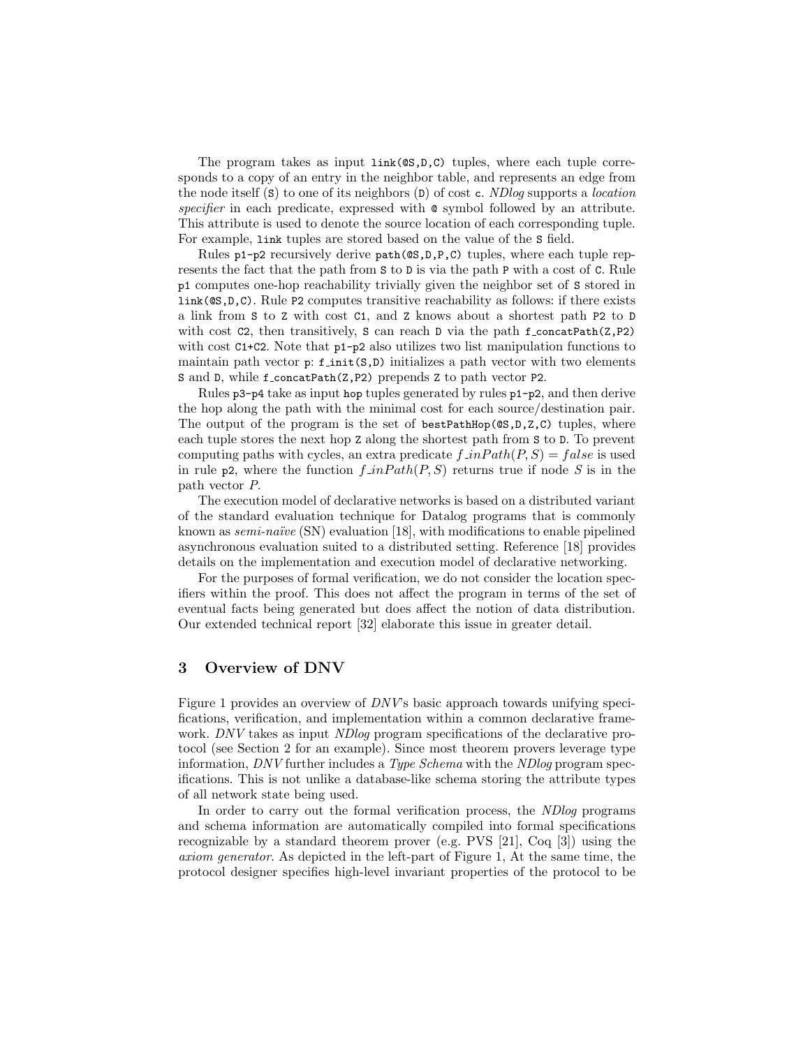The program takes as input `link(@S,D,C)` tuples, where each tuple corresponds to a copy of an entry in the neighbor table, and represents an edge from the node itself (`S`) to one of its neighbors (`D`) of cost `c`. *NDlog* supports a *location specifier* in each predicate, expressed with `@` symbol followed by an attribute. This attribute is used to denote the source location of each corresponding tuple. For example, `link` tuples are stored based on the value of the `S` field.

Rules `p1-p2` recursively derive `path(@S,D,P,C)` tuples, where each tuple represents the fact that the path from `S` to `D` is via the path `P` with a cost of `C`. Rule `p1` computes one-hop reachability trivially given the neighbor set of `S` stored in `link(@S,D,C)`. Rule `P2` computes transitive reachability as follows: if there exists a link from `S` to `Z` with cost `C1`, and `Z` knows about a shortest path `P2` to `D` with cost `C2`, then transitively, `S` can reach `D` via the path `f_concatPath(Z,P2)` with cost `C1+C2`. Note that `p1-p2` also utilizes two list manipulation functions to maintain path vector `p`: `f_init(S,D)` initializes a path vector with two elements `S` and `D`, while `f_concatPath(Z,P2)` prepends `Z` to path vector `P2`.

Rules `p3-p4` take as input `hop` tuples generated by rules `p1-p2`, and then derive the hop along the path with the minimal cost for each source/destination pair. The output of the program is the set of `bestPathHop(@S,D,Z,C)` tuples, where each tuple stores the next hop `Z` along the shortest path from `S` to `D`. To prevent computing paths with cycles, an extra predicate $f\_inPath(P,S) = false$ is used in rule `p2`, where the function $f\_inPath(P,S)$ returns true if node $S$ is in the path vector $P$.

The execution model of declarative networks is based on a distributed variant of the standard evaluation technique for Datalog programs that is commonly known as *semi-naïve* (SN) evaluation [18], with modifications to enable pipelined asynchronous evaluation suited to a distributed setting. Reference [18] provides details on the implementation and execution model of declarative networking.

For the purposes of formal verification, we do not consider the location specifiers within the proof. This does not affect the program in terms of the set of eventual facts being generated but does affect the notion of data distribution. Our extended technical report [32] elaborate this issue in greater detail.

## 3 Overview of DNV

Figure 1 provides an overview of *DNV*'s basic approach towards unifying specifications, verification, and implementation within a common declarative framework. *DNV* takes as input *NDlog* program specifications of the declarative protocol (see Section 2 for an example). Since most theorem provers leverage type information, *DNV* further includes a *Type Schema* with the *NDlog* program specifications. This is not unlike a database-like schema storing the attribute types of all network state being used.

In order to carry out the formal verification process, the *NDlog* programs and schema information are automatically compiled into formal specifications recognizable by a standard theorem prover (e.g. PVS [21], Coq [3]) using the *axiom generator*. As depicted in the left-part of Figure 1, At the same time, the protocol designer specifies high-level invariant properties of the protocol to be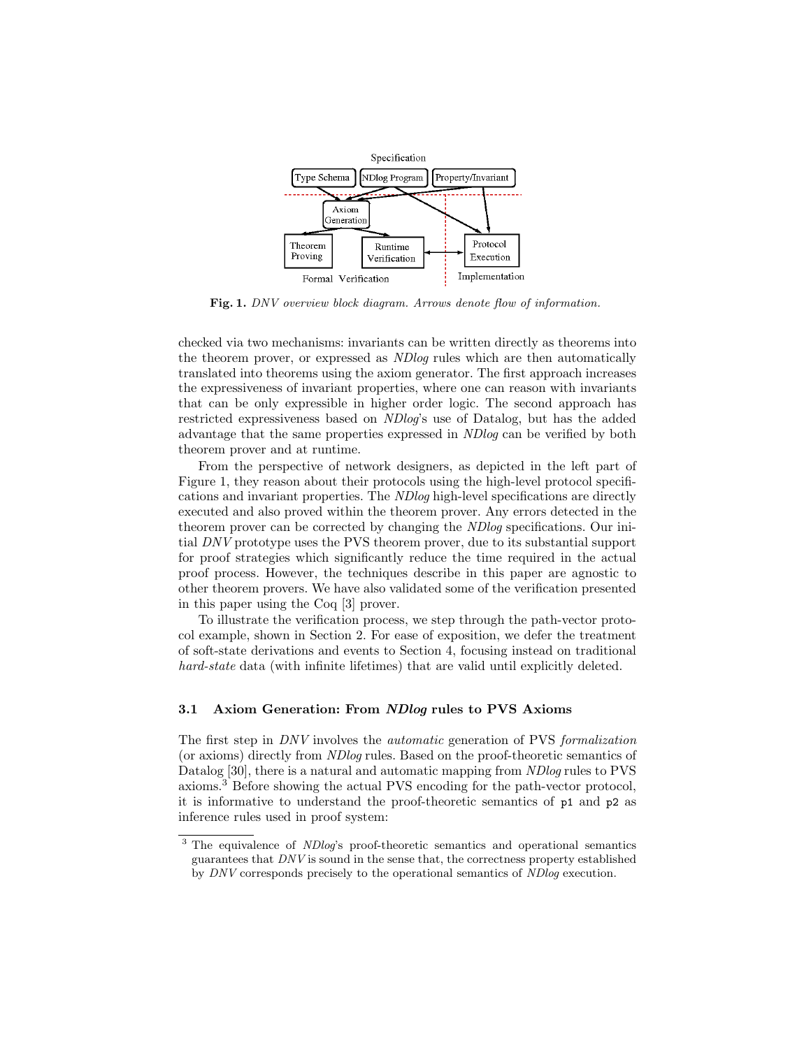Fig. 1. *DNV overview block diagram. Arrows denote flow of information.*

checked via two mechanisms: invariants can be written directly as theorems into the theorem prover, or expressed as *NDlog* rules which are then automatically translated into theorems using the axiom generator. The first approach increases the expressiveness of invariant properties, where one can reason with invariants that can be only expressible in higher order logic. The second approach has restricted expressiveness based on *NDlog*'s use of Datalog, but has the added advantage that the same properties expressed in *NDlog* can be verified by both theorem prover and at runtime.

From the perspective of network designers, as depicted in the left part of Figure 1, they reason about their protocols using the high-level protocol specifications and invariant properties. The *NDlog* high-level specifications are directly executed and also proved within the theorem prover. Any errors detected in the theorem prover can be corrected by changing the *NDlog* specifications. Our initial *DNV* prototype uses the PVS theorem prover, due to its substantial support for proof strategies which significantly reduce the time required in the actual proof process. However, the techniques describe in this paper are agnostic to other theorem provers. We have also validated some of the verification presented in this paper using the Coq [3] prover.

To illustrate the verification process, we step through the path-vector protocol example, shown in Section 2. For ease of exposition, we defer the treatment of soft-state derivations and events to Section 4, focusing instead on traditional *hard-state* data (with infinite lifetimes) that are valid until explicitly deleted.

### 3.1 Axiom Generation: From *NDlog* rules to PVS Axioms

The first step in *DNV* involves the *automatic* generation of PVS *formalization* (or axioms) directly from *NDlog* rules. Based on the proof-theoretic semantics of Datalog [30], there is a natural and automatic mapping from *NDlog* rules to PVS axioms.[3] Before showing the actual PVS encoding for the path-vector protocol, it is informative to understand the proof-theoretic semantics of `p1` and `p2` as inference rules used in proof system:

[3] The equivalence of *NDlog*'s proof-theoretic semantics and operational semantics guarantees that *DNV* is sound in the sense that, the correctness property established by *DNV* corresponds precisely to the operational semantics of *NDlog* execution.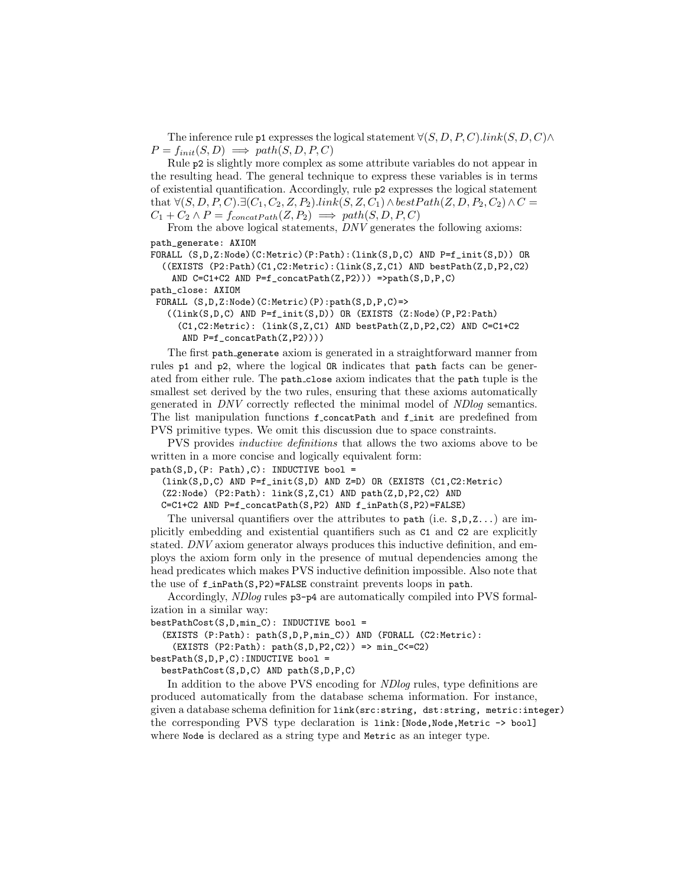The inference rule `p1` expresses the logical statement $\forall(S,D,P,C).link(S,D,C) \wedge P = f_{init}(S,D) \implies path(S,D,P,C)$

Rule `p2` is slightly more complex as some attribute variables do not appear in the resulting head. The general technique to express these variables is in terms of existential quantification. Accordingly, rule `p2` expresses the logical statement that $\forall(S,D,P,C).\exists(C_1,C_2,Z,P_2).link(S,Z,C_1) \wedge bestPath(Z,D,P_2,C_2) \wedge C = C_1 + C_2 \wedge P = f_{concatPath}(Z,P_2) \implies path(S,D,P,C)$

From the above logical statements, *DNV* generates the following axioms:

```
path_generate: AXIOM
FORALL (S,D,Z:Node)(C:Metric)(P:Path):(link(S,D,C) AND P=f_init(S,D)) OR
  ((EXISTS (P2:Path)(C1,C2:Metric):(link(S,Z,C1) AND bestPath(Z,D,P2,C2)
    AND C=C1+C2 AND P=f_concatPath(Z,P2))) =>path(S,D,P,C)
path_close: AXIOM
 FORALL (S,D,Z:Node)(C:Metric)(P):path(S,D,P,C)=>
   ((link(S,D,C) AND P=f_init(S,D)) OR (EXISTS (Z:Node)(P,P2:Path)
     (C1,C2:Metric): (link(S,Z,C1) AND bestPath(Z,D,P2,C2) AND C=C1+C2
      AND P=f_concatPath(Z,P2))))
```

The first `path_generate` axiom is generated in a straightforward manner from rules `p1` and `p2`, where the logical `OR` indicates that `path` facts can be generated from either rule. The `path_close` axiom indicates that the `path` tuple is the smallest set derived by the two rules, ensuring that these axioms automatically generated in *DNV* correctly reflected the minimal model of *NDlog* semantics. The list manipulation functions `f_concatPath` and `f_init` are predefined from PVS primitive types. We omit this discussion due to space constraints.

PVS provides *inductive definitions* that allows the two axioms above to be written in a more concise and logically equivalent form:

```
path(S,D,(P: Path),C): INDUCTIVE bool =
  (link(S,D,C) AND P=f_init(S,D) AND Z=D) OR (EXISTS (C1,C2:Metric)
  (Z2:Node) (P2:Path): link(S,Z,C1) AND path(Z,D,P2,C2) AND
  C=C1+C2 AND P=f_concatPath(S,P2) AND f_inPath(S,P2)=FALSE)
```

The universal quantifiers over the attributes to `path` (i.e. `S,D,Z...`) are implicitly embedding and existential quantifiers such as `C1` and `C2` are explicitly stated. *DNV* axiom generator always produces this inductive definition, and employs the axiom form only in the presence of mutual dependencies among the head predicates which makes PVS inductive definition impossible. Also note that the use of `f_inPath(S,P2)=FALSE` constraint prevents loops in `path`.

Accordingly, *NDlog* rules `p3-p4` are automatically compiled into PVS formalization in a similar way:

```
bestPathCost(S,D,min_C): INDUCTIVE bool =
  (EXISTS (P:Path): path(S,D,P,min_C)) AND (FORALL (C2:Metric):
    (EXISTS (P2:Path): path(S,D,P2,C2)) => min_C<=C2)
bestPath(S,D,P,C):INDUCTIVE bool =
  bestPathCost(S,D,C) AND path(S,D,P,C)
```

In addition to the above PVS encoding for *NDlog* rules, type definitions are produced automatically from the database schema information. For instance, given a database schema definition for `link(src:string, dst:string, metric:integer)` the corresponding PVS type declaration is `link:[Node,Node,Metric -> bool]` where `Node` is declared as a string type and `Metric` as an integer type.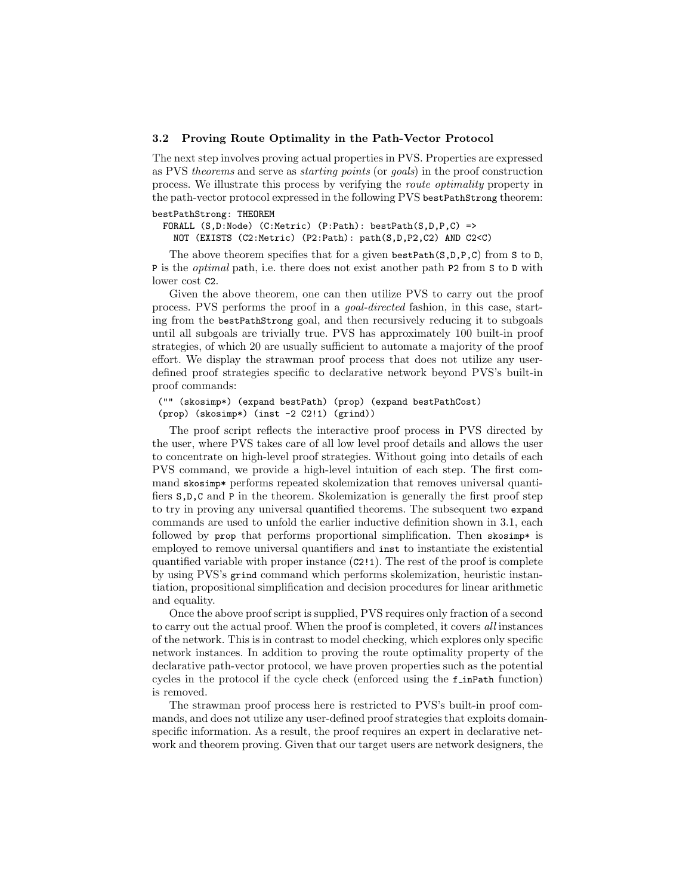### 3.2 Proving Route Optimality in the Path-Vector Protocol

The next step involves proving actual properties in PVS. Properties are expressed as PVS *theorems* and serve as *starting points* (or *goals*) in the proof construction process. We illustrate this process by verifying the *route optimality* property in the path-vector protocol expressed in the following PVS `bestPathStrong` theorem:

```
bestPathStrong: THEOREM
  FORALL (S,D:Node) (C:Metric) (P:Path): bestPath(S,D,P,C) =>
    NOT (EXISTS (C2:Metric) (P2:Path): path(S,D,P2,C2) AND C2<C)
```

The above theorem specifies that for a given `bestPath(S,D,P,C)` from `S` to `D`, `P` is the *optimal* path, i.e. there does not exist another path `P2` from `S` to `D` with lower cost `C2`.

Given the above theorem, one can then utilize PVS to carry out the proof process. PVS performs the proof in a *goal-directed* fashion, in this case, starting from the `bestPathStrong` goal, and then recursively reducing it to subgoals until all subgoals are trivially true. PVS has approximately 100 built-in proof strategies, of which 20 are usually sufficient to automate a majority of the proof effort. We display the strawman proof process that does not utilize any user-defined proof strategies specific to declarative network beyond PVS's built-in proof commands:

```
("" (skosimp*) (expand bestPath) (prop) (expand bestPathCost)
(prop) (skosimp*) (inst -2 C2!1) (grind))
```

The proof script reflects the interactive proof process in PVS directed by the user, where PVS takes care of all low level proof details and allows the user to concentrate on high-level proof strategies. Without going into details of each PVS command, we provide a high-level intuition of each step. The first command `skosimp*` performs repeated skolemization that removes universal quantifiers `S,D,C` and `P` in the theorem. Skolemization is generally the first proof step to try in proving any universal quantified theorems. The subsequent two `expand` commands are used to unfold the earlier inductive definition shown in 3.1, each followed by `prop` that performs proportional simplification. Then `skosimp*` is employed to remove universal quantifiers and `inst` to instantiate the existential quantified variable with proper instance (`C2!1`). The rest of the proof is complete by using PVS's `grind` command which performs skolemization, heuristic instantiation, propositional simplification and decision procedures for linear arithmetic and equality.

Once the above proof script is supplied, PVS requires only fraction of a second to carry out the actual proof. When the proof is completed, it covers *all* instances of the network. This is in contrast to model checking, which explores only specific network instances. In addition to proving the route optimality property of the declarative path-vector protocol, we have proven properties such as the potential cycles in the protocol if the cycle check (enforced using the `f_inPath` function) is removed.

The strawman proof process here is restricted to PVS's built-in proof commands, and does not utilize any user-defined proof strategies that exploits domain-specific information. As a result, the proof requires an expert in declarative network and theorem proving. Given that our target users are network designers, the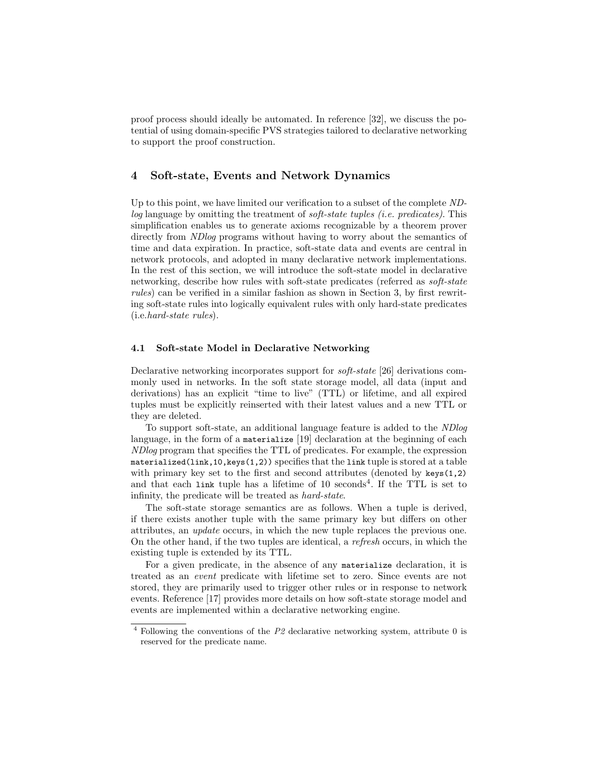proof process should ideally be automated. In reference [32], we discuss the potential of using domain-specific PVS strategies tailored to declarative networking to support the proof construction.

## 4 Soft-state, Events and Network Dynamics

Up to this point, we have limited our verification to a subset of the complete *NDlog* language by omitting the treatment of *soft-state tuples (i.e. predicates)*. This simplification enables us to generate axioms recognizable by a theorem prover directly from *NDlog* programs without having to worry about the semantics of time and data expiration. In practice, soft-state data and events are central in network protocols, and adopted in many declarative network implementations. In the rest of this section, we will introduce the soft-state model in declarative networking, describe how rules with soft-state predicates (referred as *soft-state rules*) can be verified in a similar fashion as shown in Section 3, by first rewriting soft-state rules into logically equivalent rules with only hard-state predicates (i.e.*hard-state rules*).

### 4.1 Soft-state Model in Declarative Networking

Declarative networking incorporates support for *soft-state* [26] derivations commonly used in networks. In the soft state storage model, all data (input and derivations) has an explicit "time to live" (TTL) or lifetime, and all expired tuples must be explicitly reinserted with their latest values and a new TTL or they are deleted.

To support soft-state, an additional language feature is added to the *NDlog* language, in the form of a `materialize` [19] declaration at the beginning of each *NDlog* program that specifies the TTL of predicates. For example, the expression `materialized(link,10,keys(1,2))` specifies that the `link` tuple is stored at a table with primary key set to the first and second attributes (denoted by `keys(1,2)` and that each `link` tuple has a lifetime of 10 seconds[4]. If the TTL is set to infinity, the predicate will be treated as *hard-state*.

The soft-state storage semantics are as follows. When a tuple is derived, if there exists another tuple with the same primary key but differs on other attributes, an *update* occurs, in which the new tuple replaces the previous one. On the other hand, if the two tuples are identical, a *refresh* occurs, in which the existing tuple is extended by its TTL.

For a given predicate, in the absence of any `materialize` declaration, it is treated as an *event* predicate with lifetime set to zero. Since events are not stored, they are primarily used to trigger other rules or in response to network events. Reference [17] provides more details on how soft-state storage model and events are implemented within a declarative networking engine.

[4] Following the conventions of the *P2* declarative networking system, attribute 0 is reserved for the predicate name.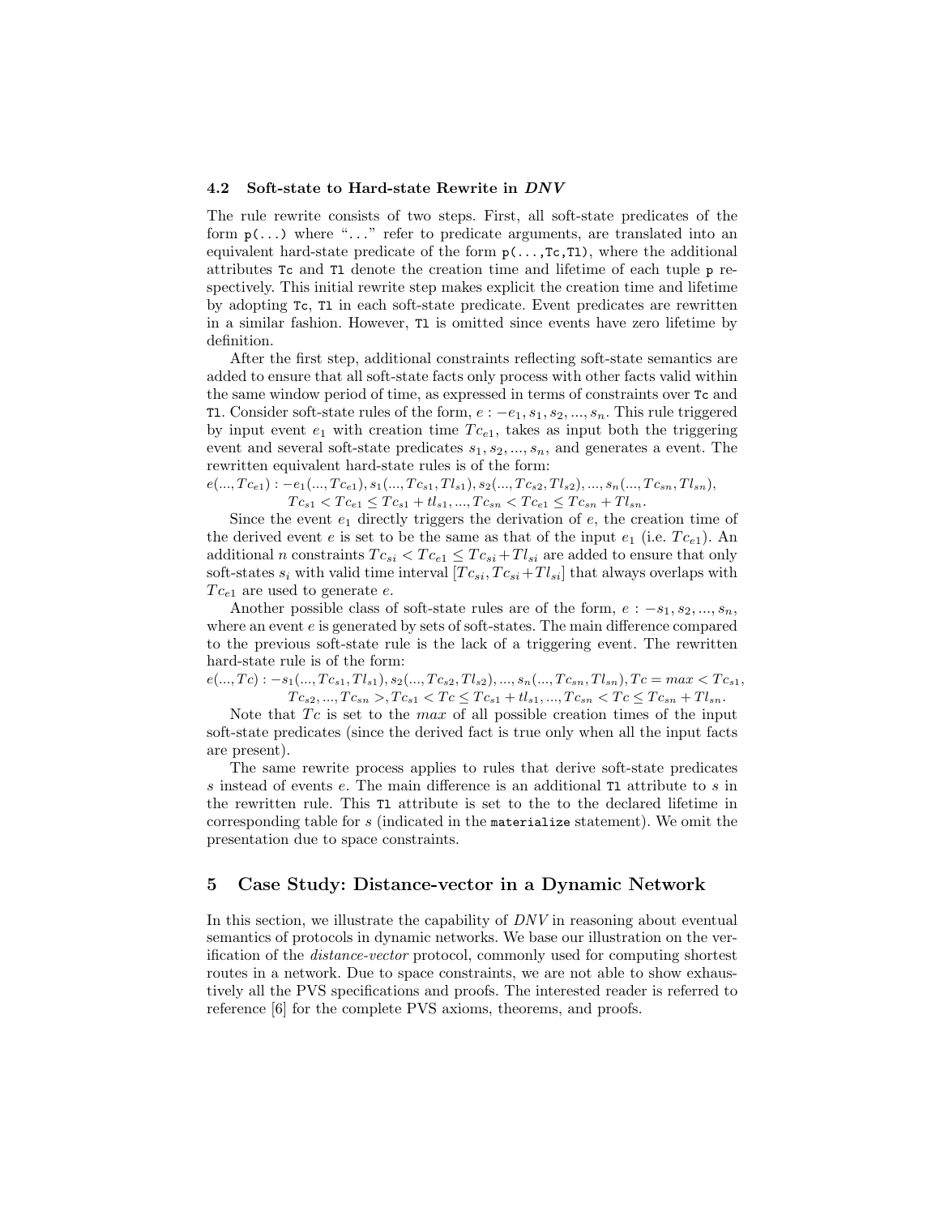### 4.2 Soft-state to Hard-state Rewrite in *DNV*

The rule rewrite consists of two steps. First, all soft-state predicates of the form `p(...)` where "`...`" refer to predicate arguments, are translated into an equivalent hard-state predicate of the form `p(...,Tc,Tl)`, where the additional attributes `Tc` and `Tl` denote the creation time and lifetime of each tuple `p` respectively. This initial rewrite step makes explicit the creation time and lifetime by adopting `Tc`, `Tl` in each soft-state predicate. Event predicates are rewritten in a similar fashion. However, `Tl` is omitted since events have zero lifetime by definition.

After the first step, additional constraints reflecting soft-state semantics are added to ensure that all soft-state facts only process with other facts valid within the same window period of time, as expressed in terms of constraints over `Tc` and `Tl`. Consider soft-state rules of the form, $e :- e_1, s_1, s_2, ..., s_n$. This rule triggered by input event $e_1$ with creation time $Tc_{e1}$, takes as input both the triggering event and several soft-state predicates $s_1, s_2, ..., s_n$, and generates a event. The rewritten equivalent hard-state rules is of the form:

$$e(..., Tc_{e1}) :- e_1(..., Tc_{e1}), s_1(..., Tc_{s1}, Tl_{s1}), s_2(..., Tc_{s2}, Tl_{s2}), ..., s_n(..., Tc_{sn}, Tl_{sn}),$$
$$Tc_{s1} < Tc_{e1} \leq Tc_{s1} + tl_{s1}, ..., Tc_{sn} < Tc_{e1} \leq Tc_{sn} + Tl_{sn}.$$

Since the event $e_1$ directly triggers the derivation of $e$, the creation time of the derived event $e$ is set to be the same as that of the input $e_1$ (i.e. $Tc_{e1}$). An additional $n$ constraints $Tc_{si} < Tc_{e1} \leq Tc_{si} + Tl_{si}$ are added to ensure that only soft-states $s_i$ with valid time interval $[Tc_{si}, Tc_{si} + Tl_{si}]$ that always overlaps with $Tc_{e1}$ are used to generate $e$.

Another possible class of soft-state rules are of the form, $e :- s_1, s_2, ..., s_n$, where an event $e$ is generated by sets of soft-states. The main difference compared to the previous soft-state rule is the lack of a triggering event. The rewritten hard-state rule is of the form:

$$e(..., Tc) :- s_1(..., Tc_{s1}, Tl_{s1}), s_2(..., Tc_{s2}, Tl_{s2}), ..., s_n(..., Tc_{sn}, Tl_{sn}), Tc = max < Tc_{s1},$$
$$Tc_{s2}, ..., Tc_{sn} >, Tc_{s1} < Tc \leq Tc_{s1} + tl_{s1}, ..., Tc_{sn} < Tc \leq Tc_{sn} + Tl_{sn}.$$

Note that $Tc$ is set to the $max$ of all possible creation times of the input soft-state predicates (since the derived fact is true only when all the input facts are present).

The same rewrite process applies to rules that derive soft-state predicates $s$ instead of events $e$. The main difference is an additional `Tl` attribute to $s$ in the rewritten rule. This `Tl` attribute is set to the to the declared lifetime in corresponding table for $s$ (indicated in the `materialize` statement). We omit the presentation due to space constraints.

## 5 Case Study: Distance-vector in a Dynamic Network

In this section, we illustrate the capability of *DNV* in reasoning about eventual semantics of protocols in dynamic networks. We base our illustration on the verification of the *distance-vector* protocol, commonly used for computing shortest routes in a network. Due to space constraints, we are not able to show exhaustively all the PVS specifications and proofs. The interested reader is referred to reference [6] for the complete PVS axioms, theorems, and proofs.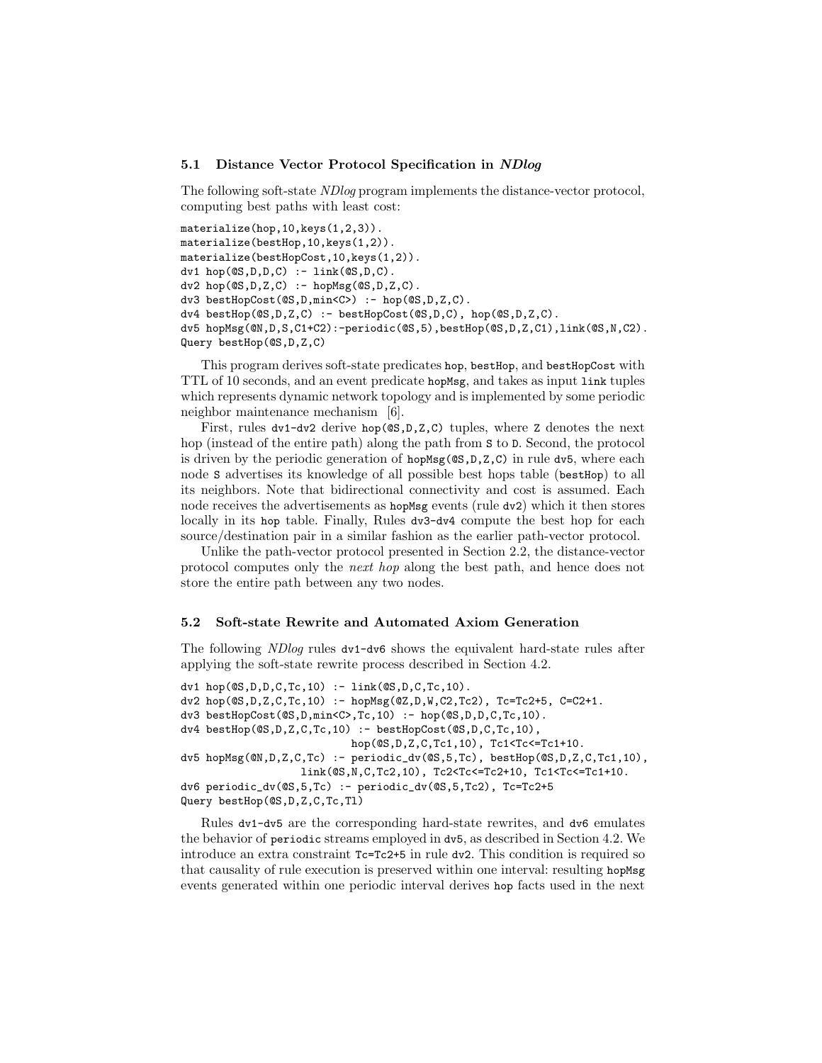### 5.1 Distance Vector Protocol Specification in *NDlog*

The following soft-state *NDlog* program implements the distance-vector protocol, computing best paths with least cost:

```
materialize(hop,10,keys(1,2,3)).
materialize(bestHop,10,keys(1,2)).
materialize(bestHopCost,10,keys(1,2)).
dv1 hop(@S,D,D,C) :- link(@S,D,C).
dv2 hop(@S,D,Z,C) :- hopMsg(@S,D,Z,C).
dv3 bestHopCost(@S,D,min<C>) :- hop(@S,D,Z,C).
dv4 bestHop(@S,D,Z,C) :- bestHopCost(@S,D,C), hop(@S,D,Z,C).
dv5 hopMsg(@N,D,S,C1+C2):-periodic(@S,5),bestHop(@S,D,Z,C1),link(@S,N,C2).
Query bestHop(@S,D,Z,C)
```

This program derives soft-state predicates `hop`, `bestHop`, and `bestHopCost` with TTL of 10 seconds, and an event predicate `hopMsg`, and takes as input `link` tuples which represents dynamic network topology and is implemented by some periodic neighbor maintenance mechanism [6].

First, rules `dv1-dv2` derive `hop(@S,D,Z,C)` tuples, where `Z` denotes the next hop (instead of the entire path) along the path from `S` to `D`. Second, the protocol is driven by the periodic generation of `hopMsg(@S,D,Z,C)` in rule `dv5`, where each node `S` advertises its knowledge of all possible best hops table (`bestHop`) to all its neighbors. Note that bidirectional connectivity and cost is assumed. Each node receives the advertisements as `hopMsg` events (rule `dv2`) which it then stores locally in its `hop` table. Finally, Rules `dv3-dv4` compute the best hop for each source/destination pair in a similar fashion as the earlier path-vector protocol.

Unlike the path-vector protocol presented in Section 2.2, the distance-vector protocol computes only the *next hop* along the best path, and hence does not store the entire path between any two nodes.

### 5.2 Soft-state Rewrite and Automated Axiom Generation

The following *NDlog* rules `dv1-dv6` shows the equivalent hard-state rules after applying the soft-state rewrite process described in Section 4.2.

```
dv1 hop(@S,D,D,C,Tc,10) :- link(@S,D,C,Tc,10).
dv2 hop(@S,D,Z,C,Tc,10) :- hopMsg(@Z,D,W,C2,Tc2), Tc=Tc2+5, C=C2+1.
dv3 bestHopCost(@S,D,min<C>,Tc,10) :- hop(@S,D,D,C,Tc,10).
dv4 bestHop(@S,D,Z,C,Tc,10) :- bestHopCost(@S,D,C,Tc,10),
                               hop(@S,D,Z,C,Tc1,10), Tc1<Tc<=Tc1+10.
dv5 hopMsg(@N,D,Z,C,Tc) :- periodic_dv(@S,5,Tc), bestHop(@S,D,Z,C,Tc1,10),
                  link(@S,N,C,Tc2,10), Tc2<Tc<=Tc2+10, Tc1<Tc<=Tc1+10.
dv6 periodic_dv(@S,5,Tc) :- periodic_dv(@S,5,Tc2), Tc=Tc2+5
Query bestHop(@S,D,Z,C,Tc,Tl)
```

Rules `dv1-dv5` are the corresponding hard-state rewrites, and `dv6` emulates the behavior of `periodic` streams employed in `dv5`, as described in Section 4.2. We introduce an extra constraint `Tc=Tc2+5` in rule `dv2`. This condition is required so that causality of rule execution is preserved within one interval: resulting `hopMsg` events generated within one periodic interval derives `hop` facts used in the next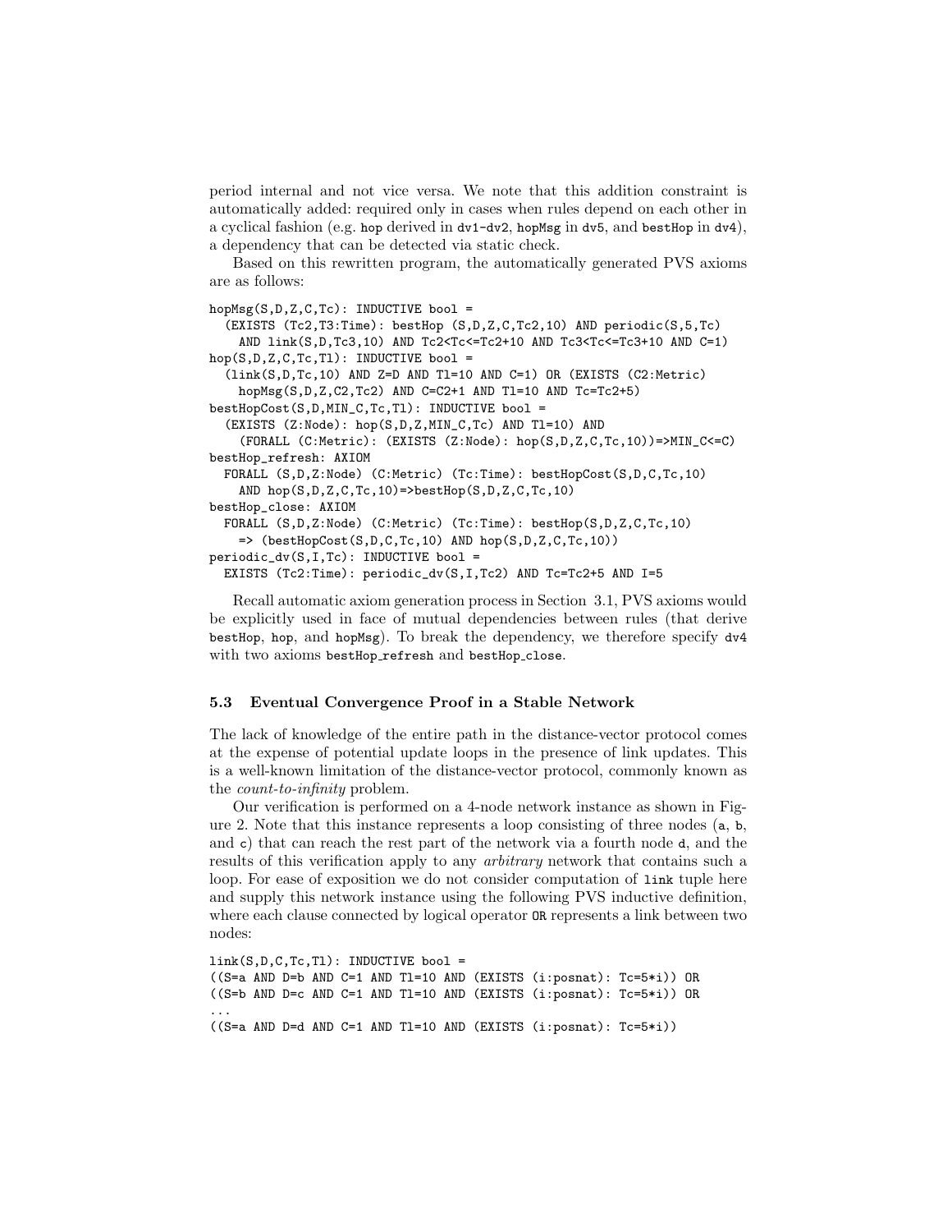period internal and not vice versa. We note that this addition constraint is automatically added: required only in cases when rules depend on each other in a cyclical fashion (e.g. `hop` derived in `dv1`-`dv2`, `hopMsg` in `dv5`, and `bestHop` in `dv4`), a dependency that can be detected via static check.

Based on this rewritten program, the automatically generated PVS axioms are as follows:

```
hopMsg(S,D,Z,C,Tc): INDUCTIVE bool =
  (EXISTS (Tc2,T3:Time): bestHop (S,D,Z,C,Tc2,10) AND periodic(S,5,Tc)
    AND link(S,D,Tc3,10) AND Tc2<Tc<=Tc2+10 AND Tc3<Tc<=Tc3+10 AND C=1)
hop(S,D,Z,C,Tc,Tl): INDUCTIVE bool =
  (link(S,D,Tc,10) AND Z=D AND Tl=10 AND C=1) OR (EXISTS (C2:Metric)
    hopMsg(S,D,Z,C2,Tc2) AND C=C2+1 AND Tl=10 AND Tc=Tc2+5)
bestHopCost(S,D,MIN_C,Tc,Tl): INDUCTIVE bool =
  (EXISTS (Z:Node): hop(S,D,Z,MIN_C,Tc) AND Tl=10) AND
    (FORALL (C:Metric): (EXISTS (Z:Node): hop(S,D,Z,C,Tc,10))=>MIN_C<=C)
bestHop_refresh: AXIOM
  FORALL (S,D,Z:Node) (C:Metric) (Tc:Time): bestHopCost(S,D,C,Tc,10)
    AND hop(S,D,Z,C,Tc,10)=>bestHop(S,D,Z,C,Tc,10)
bestHop_close: AXIOM
  FORALL (S,D,Z:Node) (C:Metric) (Tc:Time): bestHop(S,D,Z,C,Tc,10)
    => (bestHopCost(S,D,C,Tc,10) AND hop(S,D,Z,C,Tc,10))
periodic_dv(S,I,Tc): INDUCTIVE bool =
  EXISTS (Tc2:Time): periodic_dv(S,I,Tc2) AND Tc=Tc2+5 AND I=5
```

Recall automatic axiom generation process in Section 3.1, PVS axioms would be explicitly used in face of mutual dependencies between rules (that derive `bestHop`, `hop`, and `hopMsg`). To break the dependency, we therefore specify `dv4` with two axioms `bestHop_refresh` and `bestHop_close`.

### 5.3 Eventual Convergence Proof in a Stable Network

The lack of knowledge of the entire path in the distance-vector protocol comes at the expense of potential update loops in the presence of link updates. This is a well-known limitation of the distance-vector protocol, commonly known as the *count-to-infinity* problem.

Our verification is performed on a 4-node network instance as shown in Figure 2. Note that this instance represents a loop consisting of three nodes (`a`, `b`, and `c`) that can reach the rest part of the network via a fourth node `d`, and the results of this verification apply to any *arbitrary* network that contains such a loop. For ease of exposition we do not consider computation of `link` tuple here and supply this network instance using the following PVS inductive definition, where each clause connected by logical operator `OR` represents a link between two nodes:

```
link(S,D,C,Tc,Tl): INDUCTIVE bool =
((S=a AND D=b AND C=1 AND Tl=10 AND (EXISTS (i:posnat): Tc=5*i)) OR
((S=b AND D=c AND C=1 AND Tl=10 AND (EXISTS (i:posnat): Tc=5*i)) OR
...
((S=a AND D=d AND C=1 AND Tl=10 AND (EXISTS (i:posnat): Tc=5*i))
```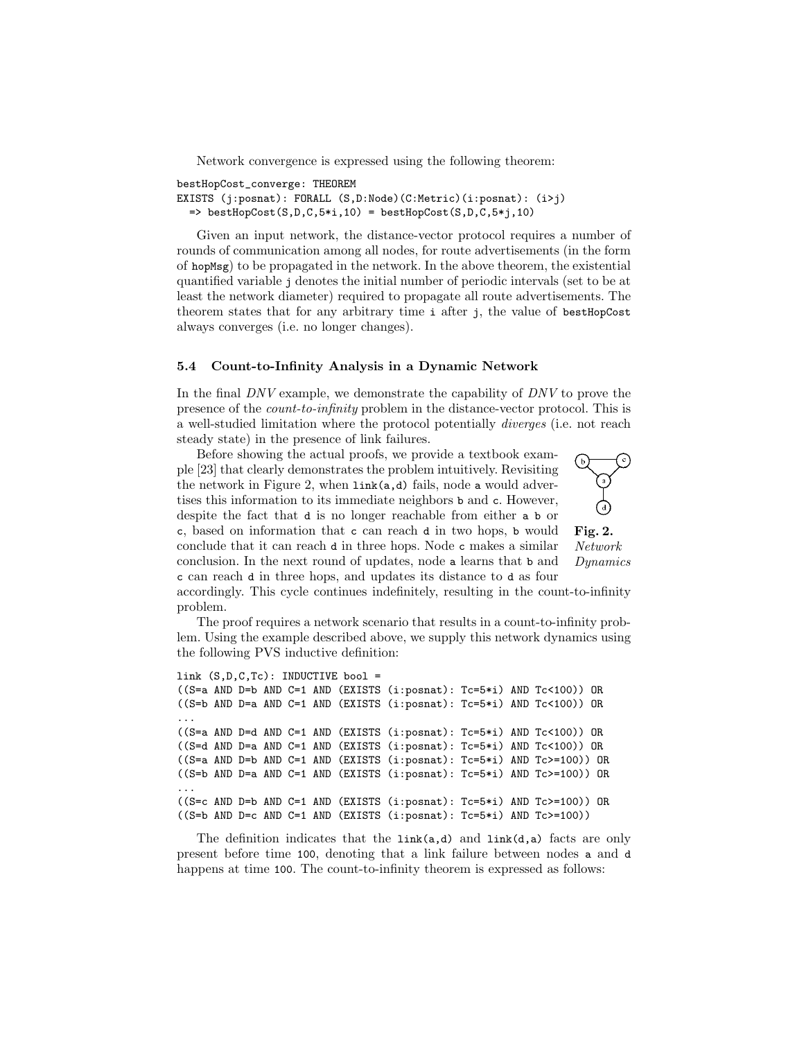Network convergence is expressed using the following theorem:

```
bestHopCost_converge: THEOREM
EXISTS (j:posnat): FORALL (S,D:Node)(C:Metric)(i:posnat): (i>j)
  => bestHopCost(S,D,C,5*i,10) = bestHopCost(S,D,C,5*j,10)
```

Given an input network, the distance-vector protocol requires a number of rounds of communication among all nodes, for route advertisements (in the form of `hopMsg`) to be propagated in the network. In the above theorem, the existential quantified variable `j` denotes the initial number of periodic intervals (set to be at least the network diameter) required to propagate all route advertisements. The theorem states that for any arbitrary time `i` after `j`, the value of `bestHopCost` always converges (i.e. no longer changes).

### 5.4 Count-to-Infinity Analysis in a Dynamic Network

In the final *DNV* example, we demonstrate the capability of *DNV* to prove the presence of the *count-to-infinity* problem in the distance-vector protocol. This is a well-studied limitation where the protocol potentially *diverges* (i.e. not reach steady state) in the presence of link failures.

Before showing the actual proofs, we provide a textbook example [23] that clearly demonstrates the problem intuitively. Revisiting the network in Figure 2, when `link(a,d)` fails, node `a` would advertises this information to its immediate neighbors `b` and `c`. However, despite the fact that `d` is no longer reachable from either `a` `b` or `c`, based on information that `c` can reach `d` in two hops, `b` would conclude that it can reach `d` in three hops. Node `c` makes a similar conclusion. In the next round of updates, node `a` learns that `b` and `c` can reach `d` in three hops, and updates its distance to `d` as four accordingly. This cycle continues indefinitely, resulting in the count-to-infinity problem.

**Fig. 2.** *Network Dynamics*

The proof requires a network scenario that results in a count-to-infinity problem. Using the example described above, we supply this network dynamics using the following PVS inductive definition:

```
link (S,D,C,Tc): INDUCTIVE bool =
((S=a AND D=b AND C=1 AND (EXISTS (i:posnat): Tc=5*i) AND Tc<100)) OR
((S=b AND D=a AND C=1 AND (EXISTS (i:posnat): Tc=5*i) AND Tc<100)) OR
...
((S=a AND D=d AND C=1 AND (EXISTS (i:posnat): Tc=5*i) AND Tc<100)) OR
((S=d AND D=a AND C=1 AND (EXISTS (i:posnat): Tc=5*i) AND Tc<100)) OR
((S=a AND D=b AND C=1 AND (EXISTS (i:posnat): Tc=5*i) AND Tc>=100)) OR
((S=b AND D=a AND C=1 AND (EXISTS (i:posnat): Tc=5*i) AND Tc>=100)) OR
...
((S=c AND D=b AND C=1 AND (EXISTS (i:posnat): Tc=5*i) AND Tc>=100)) OR
((S=b AND D=c AND C=1 AND (EXISTS (i:posnat): Tc=5*i) AND Tc>=100))
```

The definition indicates that the `link(a,d)` and `link(d,a)` facts are only present before time `100`, denoting that a link failure between nodes `a` and `d` happens at time `100`. The count-to-infinity theorem is expressed as follows: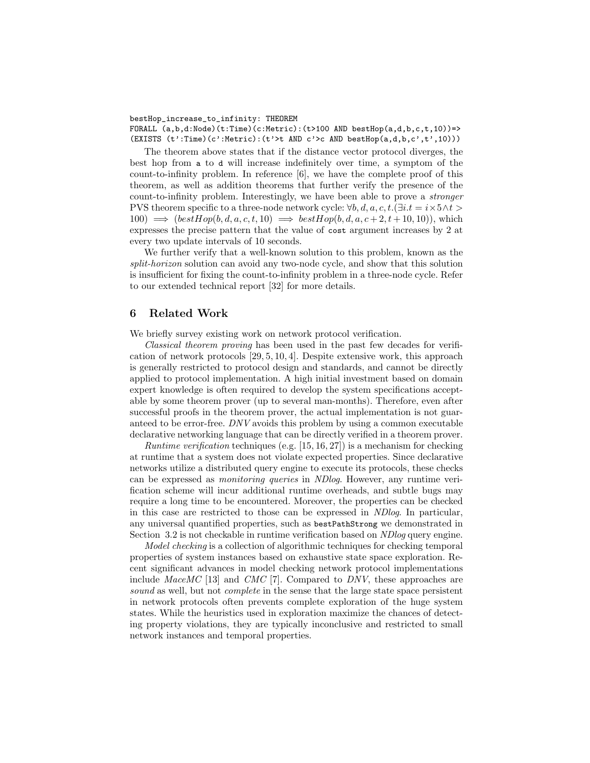```
bestHop_increase_to_infinity: THEOREM
FORALL (a,b,d:Node)(t:Time)(c:Metric):(t>100 AND bestHop(a,d,b,c,t,10))=>
(EXISTS (t':Time)(c':Metric):(t'>t AND c'>c AND bestHop(a,d,b,c',t',10)))
```

The theorem above states that if the distance vector protocol diverges, the best hop from `a` to `d` will increase indefinitely over time, a symptom of the count-to-infinity problem. In reference [6], we have the complete proof of this theorem, as well as addition theorems that further verify the presence of the count-to-infinity problem. Interestingly, we have been able to prove a *stronger* PVS theorem specific to a three-node network cycle: $\forall b, d, a, c, t.(\exists i.t = i \times 5 \wedge t > 100) \implies (bestHop(b, d, a, c, t, 10) \implies bestHop(b, d, a, c + 2, t + 10, 10))$, which expresses the precise pattern that the value of `cost` argument increases by 2 at every two update intervals of 10 seconds.

We further verify that a well-known solution to this problem, known as the *split-horizon* solution can avoid any two-node cycle, and show that this solution is insufficient for fixing the count-to-infinity problem in a three-node cycle. Refer to our extended technical report [32] for more details.

## 6 Related Work

We briefly survey existing work on network protocol verification.

*Classical theorem proving* has been used in the past few decades for verification of network protocols [29, 5, 10, 4]. Despite extensive work, this approach is generally restricted to protocol design and standards, and cannot be directly applied to protocol implementation. A high initial investment based on domain expert knowledge is often required to develop the system specifications acceptable by some theorem prover (up to several man-months). Therefore, even after successful proofs in the theorem prover, the actual implementation is not guaranteed to be error-free. *DNV* avoids this problem by using a common executable declarative networking language that can be directly verified in a theorem prover.

*Runtime verification* techniques (e.g. [15, 16, 27]) is a mechanism for checking at runtime that a system does not violate expected properties. Since declarative networks utilize a distributed query engine to execute its protocols, these checks can be expressed as *monitoring queries* in *NDlog*. However, any runtime verification scheme will incur additional runtime overheads, and subtle bugs may require a long time to be encountered. Moreover, the properties can be checked in this case are restricted to those can be expressed in *NDlog*. In particular, any universal quantified properties, such as `bestPathStrong` we demonstrated in Section 3.2 is not checkable in runtime verification based on *NDlog* query engine.

*Model checking* is a collection of algorithmic techniques for checking temporal properties of system instances based on exhaustive state space exploration. Recent significant advances in model checking network protocol implementations include *MaceMC* [13] and *CMC* [7]. Compared to *DNV*, these approaches are *sound* as well, but not *complete* in the sense that the large state space persistent in network protocols often prevents complete exploration of the huge system states. While the heuristics used in exploration maximize the chances of detecting property violations, they are typically inconclusive and restricted to small network instances and temporal properties.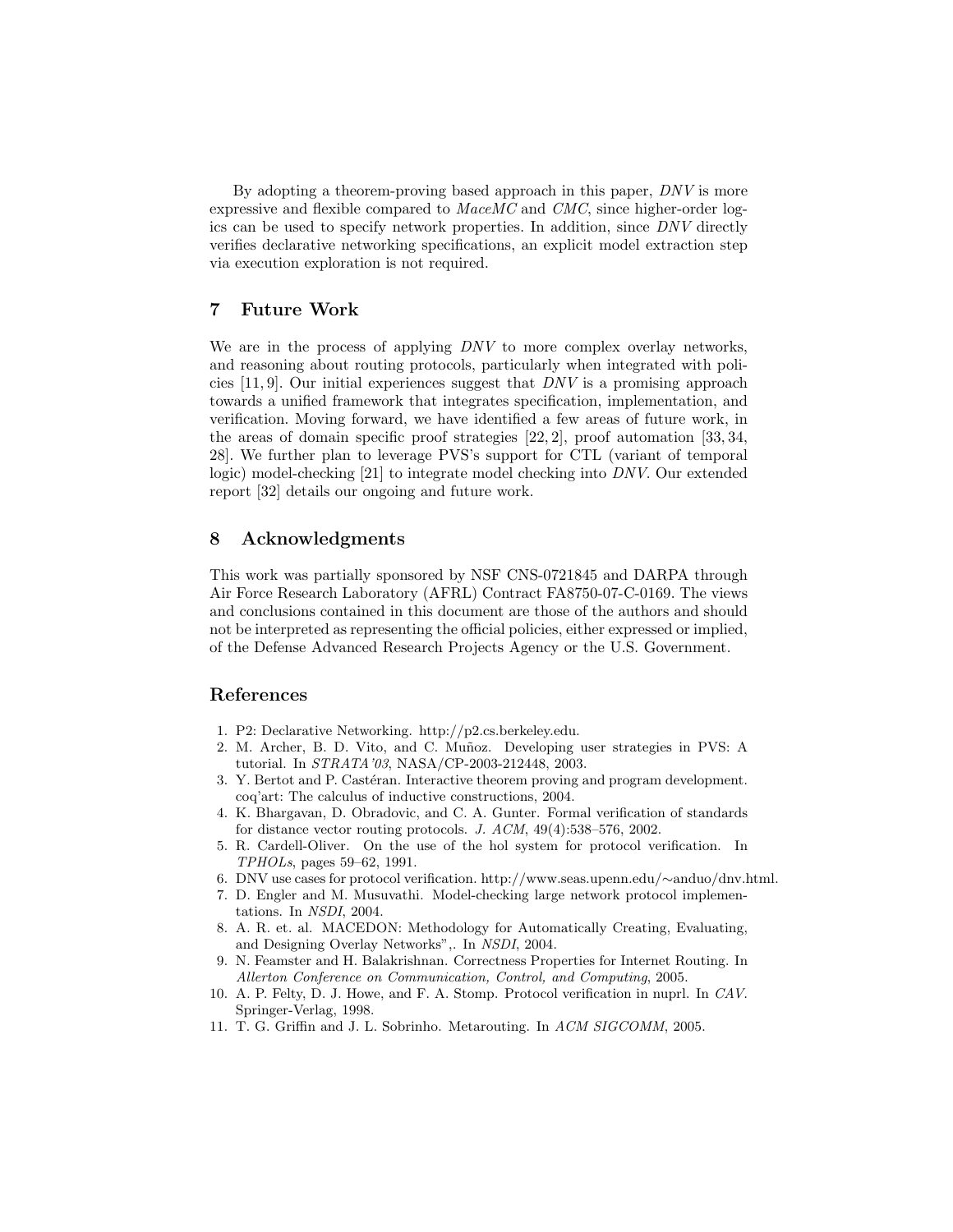By adopting a theorem-proving based approach in this paper, *DNV* is more expressive and flexible compared to *MaceMC* and *CMC*, since higher-order logics can be used to specify network properties. In addition, since *DNV* directly verifies declarative networking specifications, an explicit model extraction step via execution exploration is not required.

## 7 Future Work

We are in the process of applying *DNV* to more complex overlay networks, and reasoning about routing protocols, particularly when integrated with policies [11, 9]. Our initial experiences suggest that *DNV* is a promising approach towards a unified framework that integrates specification, implementation, and verification. Moving forward, we have identified a few areas of future work, in the areas of domain specific proof strategies [22, 2], proof automation [33, 34, 28]. We further plan to leverage PVS's support for CTL (variant of temporal logic) model-checking [21] to integrate model checking into *DNV*. Our extended report [32] details our ongoing and future work.

## 8 Acknowledgments

This work was partially sponsored by NSF CNS-0721845 and DARPA through Air Force Research Laboratory (AFRL) Contract FA8750-07-C-0169. The views and conclusions contained in this document are those of the authors and should not be interpreted as representing the official policies, either expressed or implied, of the Defense Advanced Research Projects Agency or the U.S. Government.

## References

1. P2: Declarative Networking. http://p2.cs.berkeley.edu.
2. M. Archer, B. D. Vito, and C. Muñoz. Developing user strategies in PVS: A tutorial. In *STRATA'03*, NASA/CP-2003-212448, 2003.
3. Y. Bertot and P. Castéran. Interactive theorem proving and program development. coq'art: The calculus of inductive constructions, 2004.
4. K. Bhargavan, D. Obradovic, and C. A. Gunter. Formal verification of standards for distance vector routing protocols. *J. ACM*, 49(4):538–576, 2002.
5. R. Cardell-Oliver. On the use of the hol system for protocol verification. In *TPHOLs*, pages 59–62, 1991.
6. DNV use cases for protocol verification. http://www.seas.upenn.edu/∼anduo/dnv.html.
7. D. Engler and M. Musuvathi. Model-checking large network protocol implementations. In *NSDI*, 2004.
8. A. R. et. al. MACEDON: Methodology for Automatically Creating, Evaluating, and Designing Overlay Networks",. In *NSDI*, 2004.
9. N. Feamster and H. Balakrishnan. Correctness Properties for Internet Routing. In *Allerton Conference on Communication, Control, and Computing*, 2005.
10. A. P. Felty, D. J. Howe, and F. A. Stomp. Protocol verification in nuprl. In *CAV*. Springer-Verlag, 1998.
11. T. G. Griffin and J. L. Sobrinho. Metarouting. In *ACM SIGCOMM*, 2005.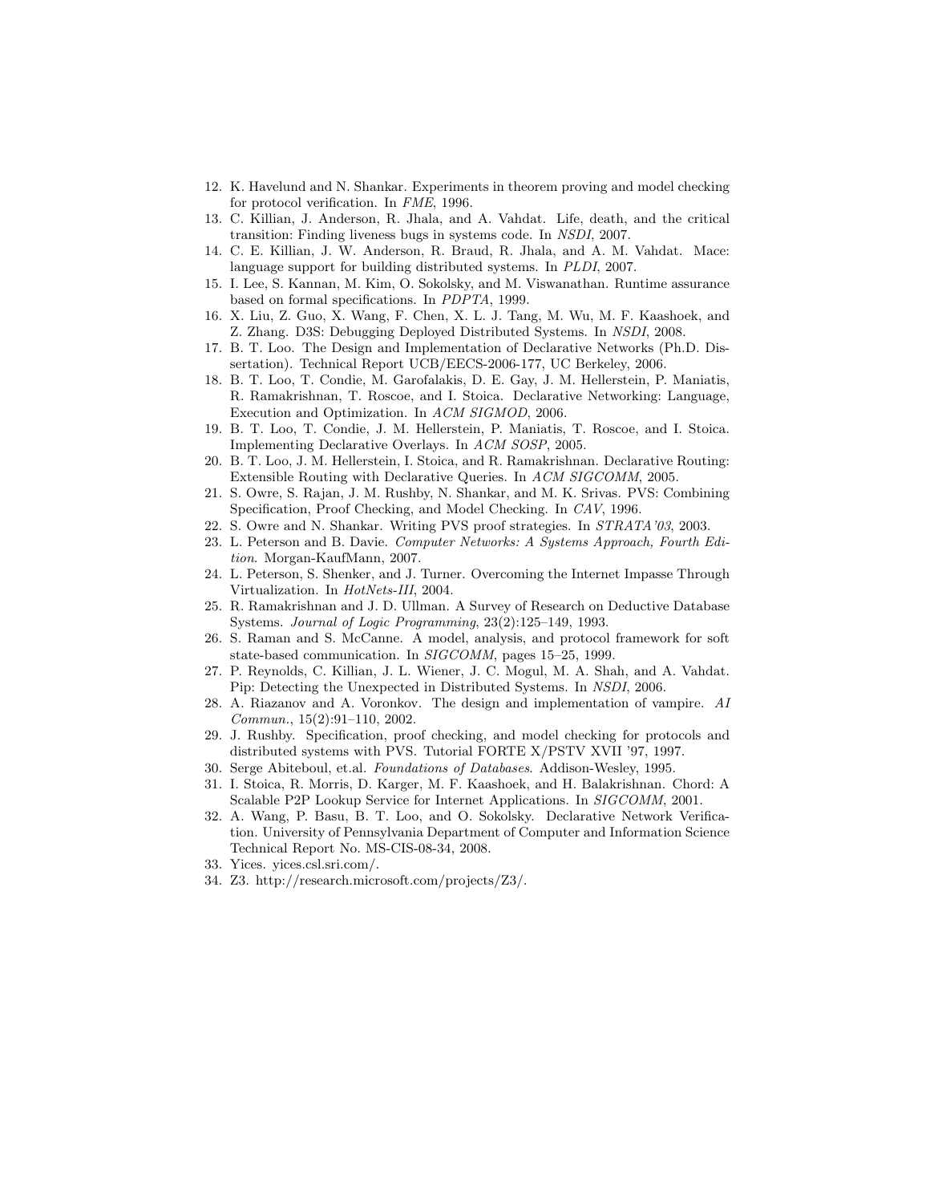12. K. Havelund and N. Shankar. Experiments in theorem proving and model checking for protocol verification. In *FME*, 1996.
13. C. Killian, J. Anderson, R. Jhala, and A. Vahdat. Life, death, and the critical transition: Finding liveness bugs in systems code. In *NSDI*, 2007.
14. C. E. Killian, J. W. Anderson, R. Braud, R. Jhala, and A. M. Vahdat. Mace: language support for building distributed systems. In *PLDI*, 2007.
15. I. Lee, S. Kannan, M. Kim, O. Sokolsky, and M. Viswanathan. Runtime assurance based on formal specifications. In *PDPTA*, 1999.
16. X. Liu, Z. Guo, X. Wang, F. Chen, X. L. J. Tang, M. Wu, M. F. Kaashoek, and Z. Zhang. D3S: Debugging Deployed Distributed Systems. In *NSDI*, 2008.
17. B. T. Loo. The Design and Implementation of Declarative Networks (Ph.D. Dissertation). Technical Report UCB/EECS-2006-177, UC Berkeley, 2006.
18. B. T. Loo, T. Condie, M. Garofalakis, D. E. Gay, J. M. Hellerstein, P. Maniatis, R. Ramakrishnan, T. Roscoe, and I. Stoica. Declarative Networking: Language, Execution and Optimization. In *ACM SIGMOD*, 2006.
19. B. T. Loo, T. Condie, J. M. Hellerstein, P. Maniatis, T. Roscoe, and I. Stoica. Implementing Declarative Overlays. In *ACM SOSP*, 2005.
20. B. T. Loo, J. M. Hellerstein, I. Stoica, and R. Ramakrishnan. Declarative Routing: Extensible Routing with Declarative Queries. In *ACM SIGCOMM*, 2005.
21. S. Owre, S. Rajan, J. M. Rushby, N. Shankar, and M. K. Srivas. PVS: Combining Specification, Proof Checking, and Model Checking. In *CAV*, 1996.
22. S. Owre and N. Shankar. Writing PVS proof strategies. In *STRATA'03*, 2003.
23. L. Peterson and B. Davie. *Computer Networks: A Systems Approach, Fourth Edition*. Morgan-KaufMann, 2007.
24. L. Peterson, S. Shenker, and J. Turner. Overcoming the Internet Impasse Through Virtualization. In *HotNets-III*, 2004.
25. R. Ramakrishnan and J. D. Ullman. A Survey of Research on Deductive Database Systems. *Journal of Logic Programming*, 23(2):125–149, 1993.
26. S. Raman and S. McCanne. A model, analysis, and protocol framework for soft state-based communication. In *SIGCOMM*, pages 15–25, 1999.
27. P. Reynolds, C. Killian, J. L. Wiener, J. C. Mogul, M. A. Shah, and A. Vahdat. Pip: Detecting the Unexpected in Distributed Systems. In *NSDI*, 2006.
28. A. Riazanov and A. Voronkov. The design and implementation of vampire. *AI Commun.*, 15(2):91–110, 2002.
29. J. Rushby. Specification, proof checking, and model checking for protocols and distributed systems with PVS. Tutorial FORTE X/PSTV XVII '97, 1997.
30. Serge Abiteboul, et.al. *Foundations of Databases*. Addison-Wesley, 1995.
31. I. Stoica, R. Morris, D. Karger, M. F. Kaashoek, and H. Balakrishnan. Chord: A Scalable P2P Lookup Service for Internet Applications. In *SIGCOMM*, 2001.
32. A. Wang, P. Basu, B. T. Loo, and O. Sokolsky. Declarative Network Verification. University of Pennsylvania Department of Computer and Information Science Technical Report No. MS-CIS-08-34, 2008.
33. Yices. yices.csl.sri.com/.
34. Z3. http://research.microsoft.com/projects/Z3/.